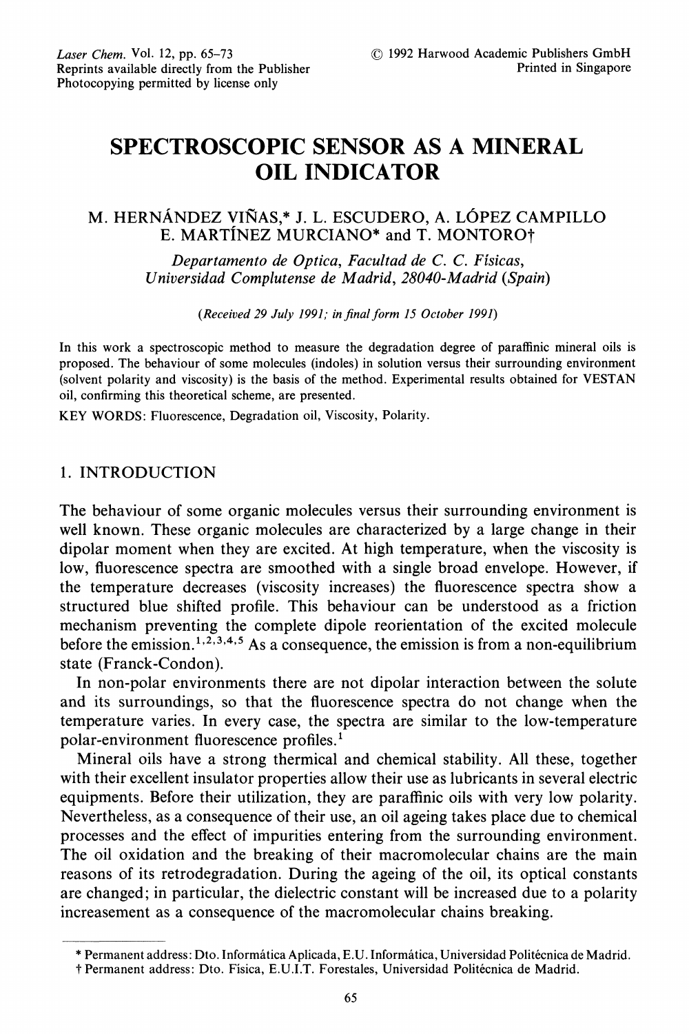# SPECTROSCOPIC SENSOR AS A MINERAL OIL INDICATOR

M. HERNÁNDEZ VIÑAS,* J. L. ESCUDERO, A. LÓPEZ CAMPILLO
E. MARTÍNEZ MURCIANO* and T. MONTORO†

*Departamento de Optica, Facultad de C. C. Físicas, Universidad Complutense de Madrid, 28040-Madrid (Spain)*

*(Received 29 July 1991; in final form 15 October 1991)*

In this work a spectroscopic method to measure the degradation degree of paraffinic mineral oils is proposed. The behaviour of some molecules (indoles) in solution versus their surrounding environment (solvent polarity and viscosity) is the basis of the method. Experimental results obtained for VESTAN oil, confirming this theoretical scheme, are presented.

KEY WORDS: Fluorescence, Degradation oil, Viscosity, Polarity.

## 1. INTRODUCTION

The behaviour of some organic molecules versus their surrounding environment is well known. These organic molecules are characterized by a large change in their dipolar moment when they are excited. At high temperature, when the viscosity is low, fluorescence spectra are smoothed with a single broad envelope. However, if the temperature decreases (viscosity increases) the fluorescence spectra show a structured blue shifted profile. This behaviour can be understood as a friction mechanism preventing the complete dipole reorientation of the excited molecule before the emission.[1,2,3,4,5] As a consequence, the emission is from a non-equilibrium state (Franck-Condon).

In non-polar environments there are not dipolar interaction between the solute and its surroundings, so that the fluorescence spectra do not change when the temperature varies. In every case, the spectra are similar to the low-temperature polar-environment fluorescence profiles.[1]

Mineral oils have a strong thermical and chemical stability. All these, together with their excellent insulator properties allow their use as lubricants in several electric equipments. Before their utilization, they are paraffinic oils with very low polarity. Nevertheless, as a consequence of their use, an oil ageing takes place due to chemical processes and the effect of impurities entering from the surrounding environment. The oil oxidation and the breaking of their macromolecular chains are the main reasons of its retrodegradation. During the ageing of the oil, its optical constants are changed; in particular, the dielectric constant will be increased due to a polarity increasement as a consequence of the macromolecular chains breaking.

\* Permanent address: Dto. Informática Aplicada, E.U. Informática, Universidad Politécnica de Madrid.
† Permanent address: Dto. Física, E.U.I.T. Forestales, Universidad Politécnica de Madrid.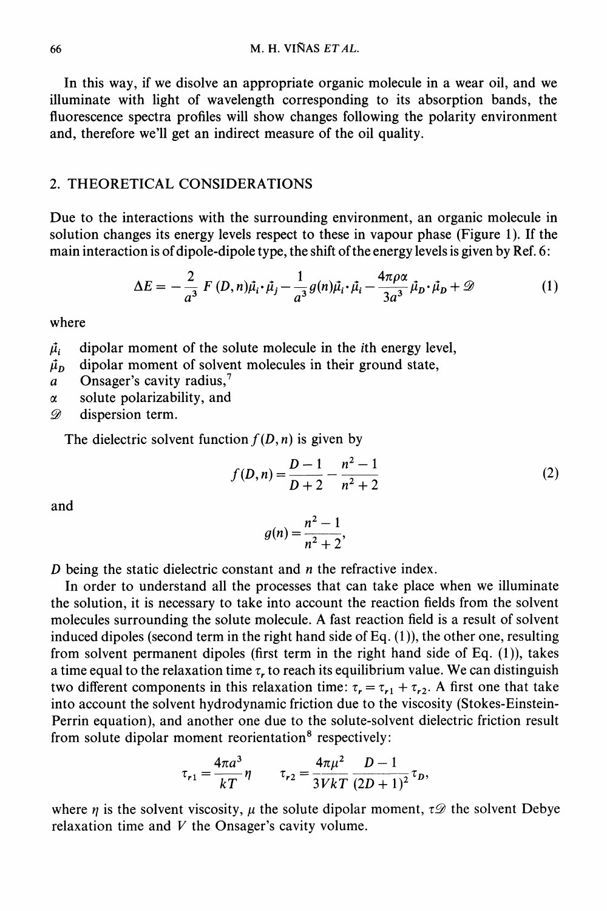In this way, if we disolve an appropriate organic molecule in a wear oil, and we illuminate with light of wavelength corresponding to its absorption bands, the fluorescence spectra profiles will show changes following the polarity environment and, therefore we'll get an indirect measure of the oil quality.

## 2. THEORETICAL CONSIDERATIONS

Due to the interactions with the surrounding environment, an organic molecule in solution changes its energy levels respect to these in vapour phase (Figure 1). If the main interaction is of dipole-dipole type, the shift of the energy levels is given by Ref. 6:

$$\Delta E = -\frac{2}{a^3} F(D,n)\vec{\mu}_i \cdot \vec{\mu}_j - \frac{1}{a^3} g(n)\vec{\mu}_i \cdot \vec{\mu}_i - \frac{4\pi\rho\alpha}{3a^3}\vec{\mu}_D \cdot \vec{\mu}_D + \mathscr{D} \tag{1}$$

where

- $\vec{\mu}_i$ dipolar moment of the solute molecule in the $i$th energy level,
- $\vec{\mu}_D$ dipolar moment of solvent molecules in their ground state,
- $a$ Onsager's cavity radius,[7]
- $\alpha$ solute polarizability, and
- $\mathscr{D}$ dispersion term.

The dielectric solvent function $f(D, n)$ is given by

$$f(D,n) = \frac{D-1}{D+2} - \frac{n^2-1}{n^2+2} \tag{2}$$

and

$$g(n) = \frac{n^2-1}{n^2+2},$$

$D$ being the static dielectric constant and $n$ the refractive index.

In order to understand all the processes that can take place when we illuminate the solution, it is necessary to take into account the reaction fields from the solvent molecules surrounding the solute molecule. A fast reaction field is a result of solvent induced dipoles (second term in the right hand side of Eq. (1)), the other one, resulting from solvent permanent dipoles (first term in the right hand side of Eq. (1)), takes a time equal to the relaxation time $\tau_r$ to reach its equilibrium value. We can distinguish two different components in this relaxation time: $\tau_r = \tau_{r1} + \tau_{r2}$. A first one that take into account the solvent hydrodynamic friction due to the viscosity (Stokes-Einstein-Perrin equation), and another one due to the solute-solvent dielectric friction result from solute dipolar moment reorientation[8] respectively:

$$\tau_{r1} = \frac{4\pi a^3}{kT}\eta \qquad \tau_{r2} = \frac{4\pi\mu^2}{3VkT}\frac{D-1}{(2D+1)^2}\tau_D,$$

where $\eta$ is the solvent viscosity, $\mu$ the solute dipolar moment, $\tau\mathscr{D}$ the solvent Debye relaxation time and $V$ the Onsager's cavity volume.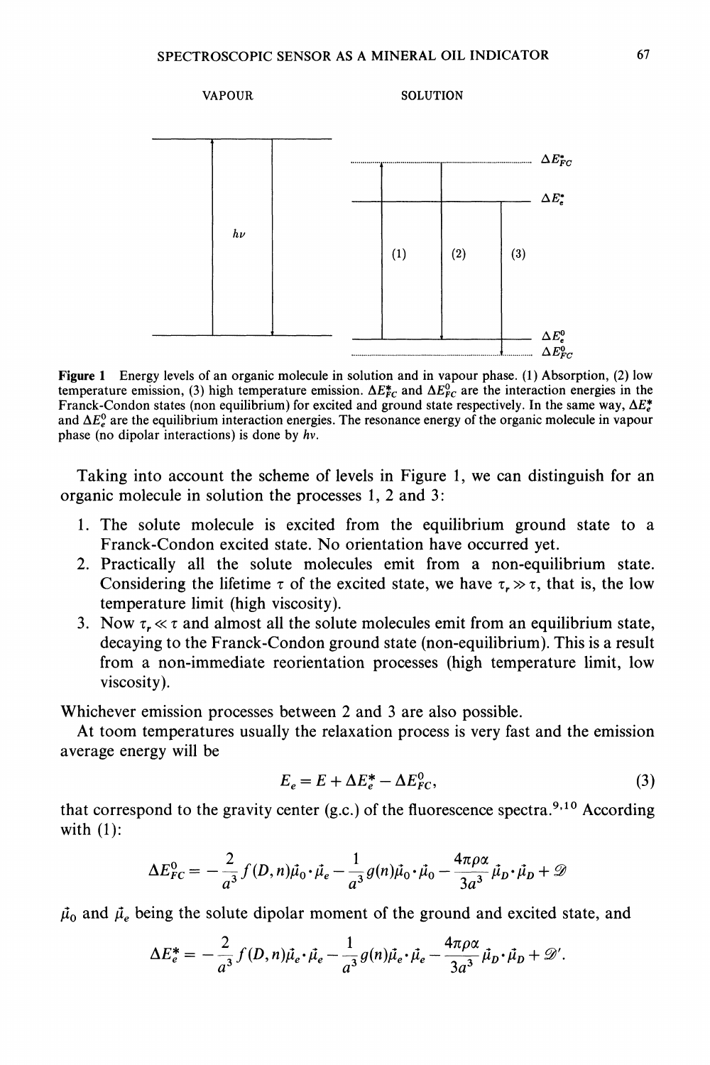VAPOUR SOLUTION

**Figure 1** Energy levels of an organic molecule in solution and in vapour phase. (1) Absorption, (2) low temperature emission, (3) high temperature emission. $\Delta E^*_{FC}$ and $\Delta E^0_{FC}$ are the interaction energies in the Franck-Condon states (non equilibrium) for excited and ground state respectively. In the same way, $\Delta E^*_e$ and $\Delta E^0_e$ are the equilibrium interaction energies. The resonance energy of the organic molecule in vapour phase (no dipolar interactions) is done by $h\nu$.

Taking into account the scheme of levels in Figure 1, we can distinguish for an organic molecule in solution the processes 1, 2 and 3:

1. The solute molecule is excited from the equilibrium ground state to a Franck-Condon excited state. No orientation have occurred yet.
2. Practically all the solute molecules emit from a non-equilibrium state. Considering the lifetime $\tau$ of the excited state, we have $\tau_r \gg \tau$, that is, the low temperature limit (high viscosity).
3. Now $\tau_r \ll \tau$ and almost all the solute molecules emit from an equilibrium state, decaying to the Franck-Condon ground state (non-equilibrium). This is a result from a non-immediate reorientation processes (high temperature limit, low viscosity).

Whichever emission processes between 2 and 3 are also possible.

At toom temperatures usually the relaxation process is very fast and the emission average energy will be

$$E_e = E + \Delta E^*_e - \Delta E^0_{FC}, \tag{3}$$

that correspond to the gravity center (g.c.) of the fluorescence spectra.[9,10] According with (1):

$$\Delta E^0_{FC} = -\frac{2}{a^3} f(D,n)\vec{\mu}_0 \cdot \vec{\mu}_e - \frac{1}{a^3} g(n)\vec{\mu}_0 \cdot \vec{\mu}_0 - \frac{4\pi\rho\alpha}{3a^3}\vec{\mu}_D \cdot \vec{\mu}_D + \mathscr{D}$$

$\vec{\mu}_0$ and $\vec{\mu}_e$ being the solute dipolar moment of the ground and excited state, and

$$\Delta E^*_e = -\frac{2}{a^3} f(D,n)\vec{\mu}_e \cdot \vec{\mu}_e - \frac{1}{a^3} g(n)\vec{\mu}_e \cdot \vec{\mu}_e - \frac{4\pi\rho\alpha}{3a^3}\vec{\mu}_D \cdot \vec{\mu}_D + \mathscr{D}'.$$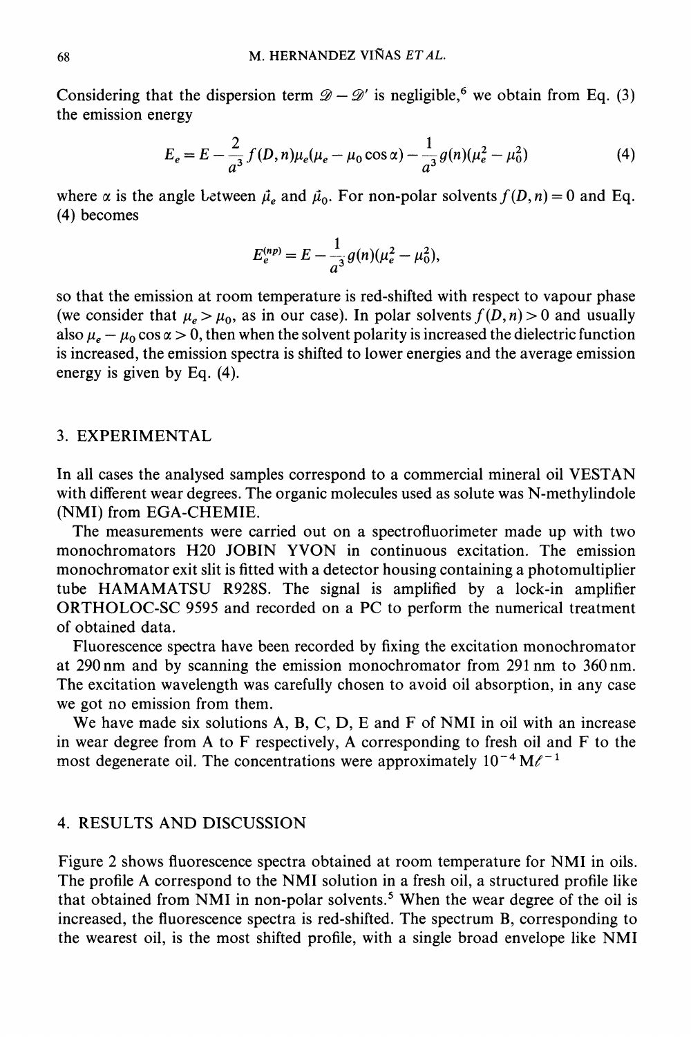Considering that the dispersion term $\mathscr{D} - \mathscr{D}'$ is negligible,[6] we obtain from Eq. (3) the emission energy

$$E_e = E - \frac{2}{a^3} f(D,n)\mu_e(\mu_e - \mu_0 \cos\alpha) - \frac{1}{a^3} g(n)(\mu_e^2 - \mu_0^2) \tag{4}$$

where $\alpha$ is the angle between $\vec{\mu}_e$ and $\vec{\mu}_0$. For non-polar solvents $f(D,n) = 0$ and Eq. (4) becomes

$$E_e^{(np)} = E - \frac{1}{a^3} g(n)(\mu_e^2 - \mu_0^2),$$

so that the emission at room temperature is red-shifted with respect to vapour phase (we consider that $\mu_e > \mu_0$, as in our case). In polar solvents $f(D,n) > 0$ and usually also $\mu_e - \mu_0 \cos\alpha > 0$, then when the solvent polarity is increased the dielectric function is increased, the emission spectra is shifted to lower energies and the average emission energy is given by Eq. (4).

## 3. EXPERIMENTAL

In all cases the analysed samples correspond to a commercial mineral oil VESTAN with different wear degrees. The organic molecules used as solute was N-methylindole (NMI) from EGA-CHEMIE.

The measurements were carried out on a spectrofluorimeter made up with two monochromators H20 JOBIN YVON in continuous excitation. The emission monochromator exit slit is fitted with a detector housing containing a photomultiplier tube HAMAMATSU R928S. The signal is amplified by a lock-in amplifier ORTHOLOC-SC 9595 and recorded on a PC to perform the numerical treatment of obtained data.

Fluorescence spectra have been recorded by fixing the excitation monochromator at 290 nm and by scanning the emission monochromator from 291 nm to 360 nm. The excitation wavelength was carefully chosen to avoid oil absorption, in any case we got no emission from them.

We have made six solutions A, B, C, D, E and F of NMI in oil with an increase in wear degree from A to F respectively, A corresponding to fresh oil and F to the most degenerate oil. The concentrations were approximately $10^{-4}\,\mathrm{M}\ell^{-1}$

## 4. RESULTS AND DISCUSSION

Figure 2 shows fluorescence spectra obtained at room temperature for NMI in oils. The profile A correspond to the NMI solution in a fresh oil, a structured profile like that obtained from NMI in non-polar solvents.[5] When the wear degree of the oil is increased, the fluorescence spectra is red-shifted. The spectrum B, corresponding to the wearest oil, is the most shifted profile, with a single broad envelope like NMI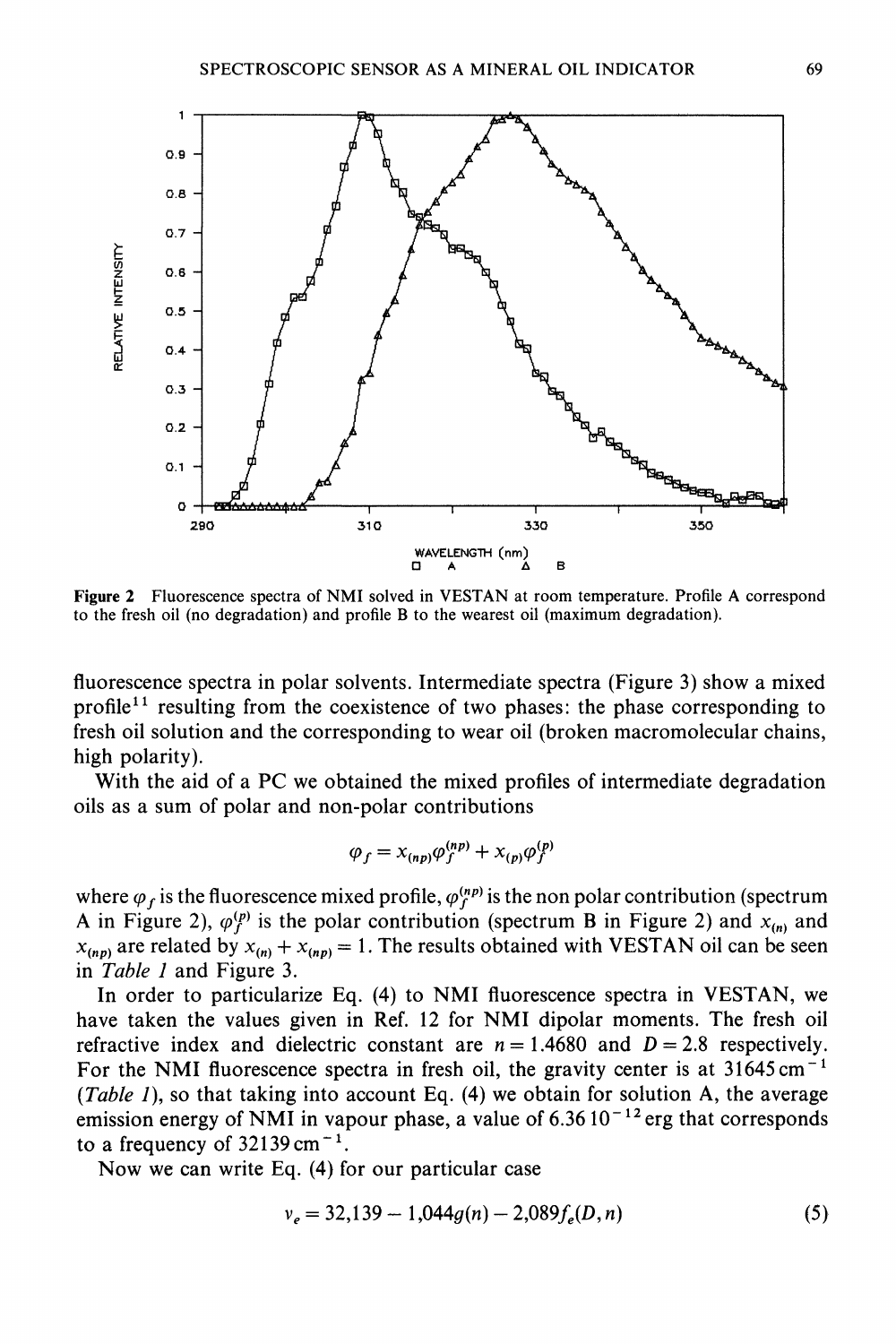**Figure 2** Fluorescence spectra of NMI solved in VESTAN at room temperature. Profile A correspond to the fresh oil (no degradation) and profile B to the wearest oil (maximum degradation).

fluorescence spectra in polar solvents. Intermediate spectra (Figure 3) show a mixed profile[11] resulting from the coexistence of two phases: the phase corresponding to fresh oil solution and the corresponding to wear oil (broken macromolecular chains, high polarity).

With the aid of a PC we obtained the mixed profiles of intermediate degradation oils as a sum of polar and non-polar contributions

$$\varphi_f = x_{(np)}\varphi_f^{(np)} + x_{(p)}\varphi_f^{(p)}$$

where $\varphi_f$ is the fluorescence mixed profile, $\varphi_f^{(np)}$ is the non polar contribution (spectrum A in Figure 2), $\varphi_f^{(p)}$ is the polar contribution (spectrum B in Figure 2) and $x_{(n)}$ and $x_{(np)}$ are related by $x_{(n)} + x_{(np)} = 1$. The results obtained with VESTAN oil can be seen in *Table 1* and Figure 3.

In order to particularize Eq. (4) to NMI fluorescence spectra in VESTAN, we have taken the values given in Ref. 12 for NMI dipolar moments. The fresh oil refractive index and dielectric constant are $n = 1.4680$ and $D = 2.8$ respectively. For the NMI fluorescence spectra in fresh oil, the gravity center is at $31645\,\text{cm}^{-1}$ (*Table 1*), so that taking into account Eq. (4) we obtain for solution A, the average emission energy of NMI in vapour phase, a value of $6.36\,10^{-12}$ erg that corresponds to a frequency of $32139\,\text{cm}^{-1}$.

Now we can write Eq. (4) for our particular case

$$v_e = 32{,}139 - 1{,}044g(n) - 2{,}089f_e(D, n) \tag{5}$$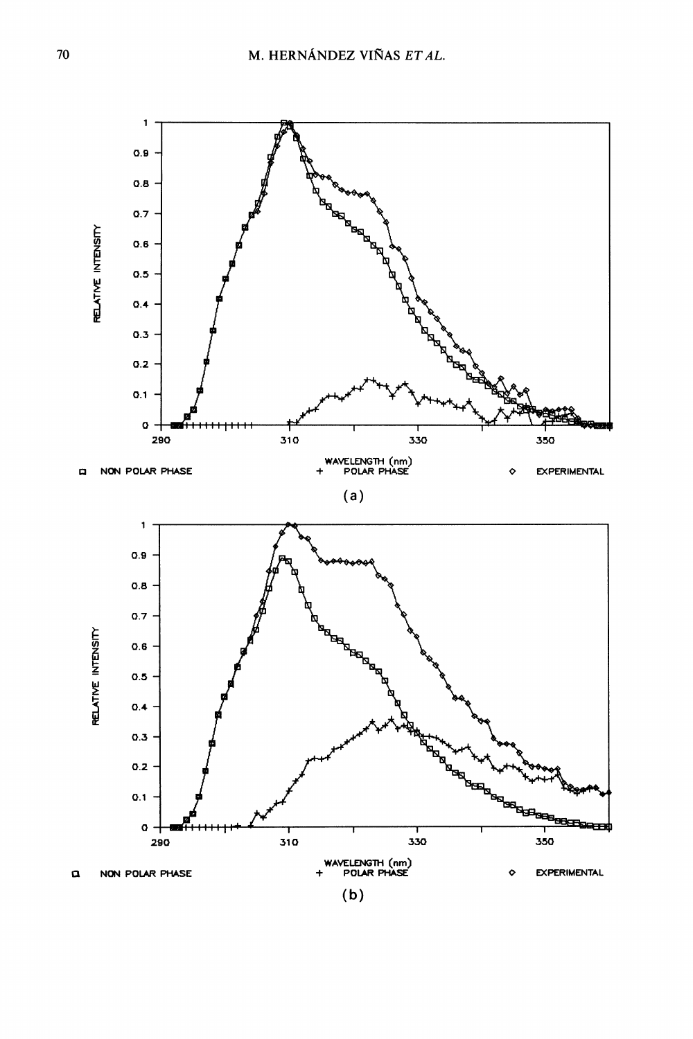RELATIVE INTENSITY

WAVELENGTH (nm)

□ NON POLAR PHASE + POLAR PHASE ◇ EXPERIMENTAL

(a)

RELATIVE INTENSITY

WAVELENGTH (nm)

□ NON POLAR PHASE + POLAR PHASE ◇ EXPERIMENTAL

(b)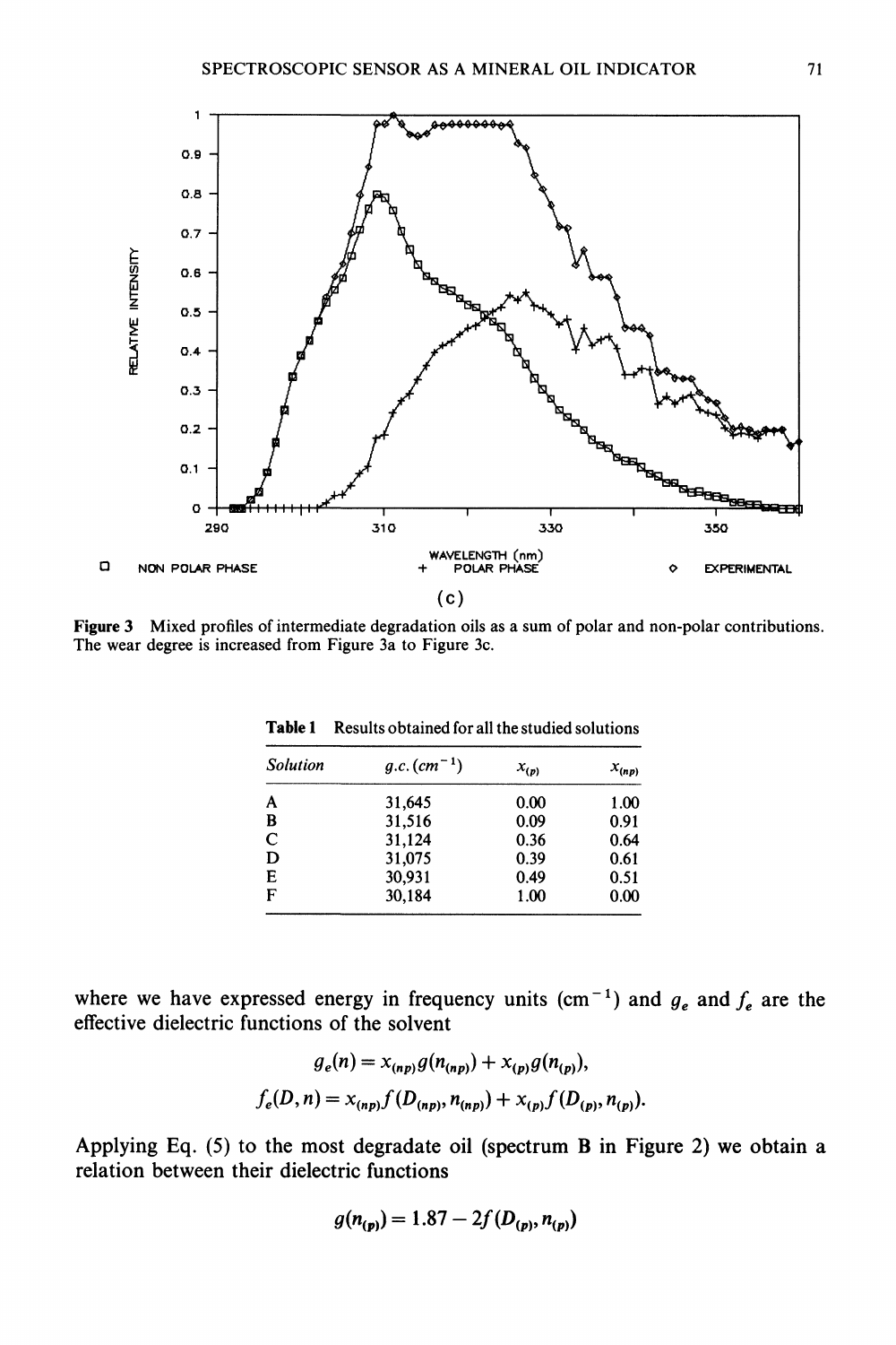(c)

**Figure 3** Mixed profiles of intermediate degradation oils as a sum of polar and non-polar contributions. The wear degree is increased from Figure 3a to Figure 3c.

**Table 1** Results obtained for all the studied solutions

| *Solution* | *g.c.* ($cm^{-1}$) | $x_{(p)}$ | $x_{(np)}$ |
|---|---|---|---|
| A | 31,645 | 0.00 | 1.00 |
| B | 31,516 | 0.09 | 0.91 |
| C | 31,124 | 0.36 | 0.64 |
| D | 31,075 | 0.39 | 0.61 |
| E | 30,931 | 0.49 | 0.51 |
| F | 30,184 | 1.00 | 0.00 |

where we have expressed energy in frequency units ($cm^{-1}$) and $g_e$ and $f_e$ are the effective dielectric functions of the solvent

$$g_e(n) = x_{(np)}g(n_{(np)}) + x_{(p)}g(n_{(p)}),$$

$$f_e(D, n) = x_{(np)}f(D_{(np)}, n_{(np)}) + x_{(p)}f(D_{(p)}, n_{(p)}).$$

Applying Eq. (5) to the most degradate oil (spectrum B in Figure 2) we obtain a relation between their dielectric functions

$$g(n_{(p)}) = 1.87 - 2f(D_{(p)}, n_{(p)})$$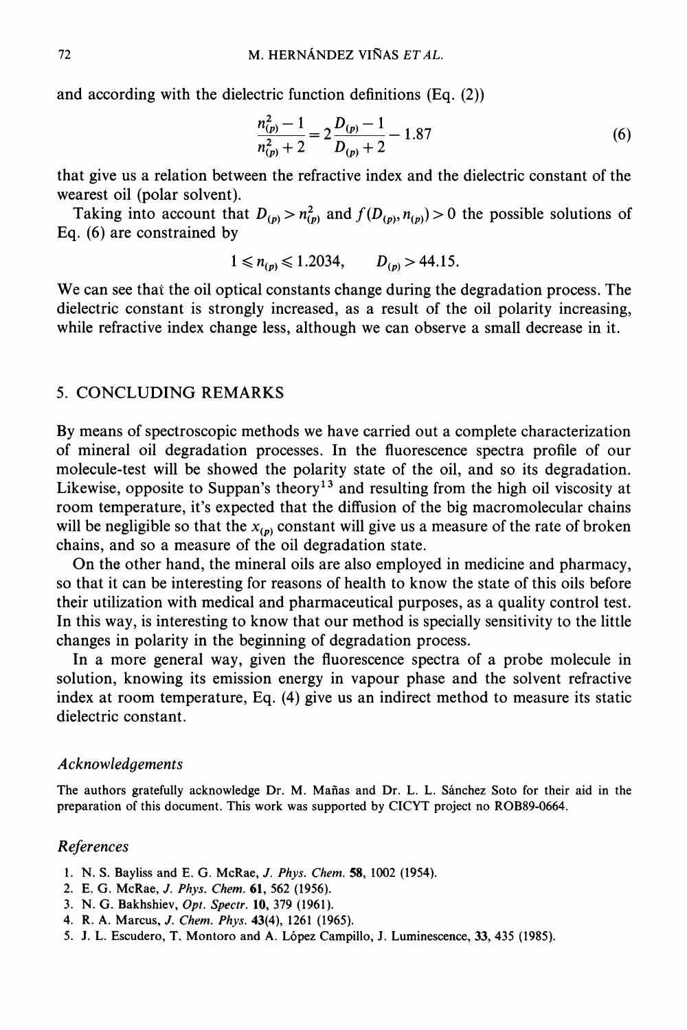and according with the dielectric function definitions (Eq. (2))

$$\frac{n_{(p)}^2 - 1}{n_{(p)}^2 + 2} = 2\frac{D_{(p)} - 1}{D_{(p)} + 2} - 1.87 \tag{6}$$

that give us a relation between the refractive index and the dielectric constant of the wearest oil (polar solvent).

Taking into account that $D_{(p)} > n_{(p)}^2$ and $f(D_{(p)}, n_{(p)}) > 0$ the possible solutions of Eq. (6) are constrained by

$$1 \leqslant n_{(p)} \leqslant 1.2034, \qquad D_{(p)} > 44.15.$$

We can see that the oil optical constants change during the degradation process. The dielectric constant is strongly increased, as a result of the oil polarity increasing, while refractive index change less, although we can observe a small decrease in it.

## 5. CONCLUDING REMARKS

By means of spectroscopic methods we have carried out a complete characterization of mineral oil degradation processes. In the fluorescence spectra profile of our molecule-test will be showed the polarity state of the oil, and so its degradation. Likewise, opposite to Suppan's theory[13] and resulting from the high oil viscosity at room temperature, it's expected that the diffusion of the big macromolecular chains will be negligible so that the $x_{(p)}$ constant will give us a measure of the rate of broken chains, and so a measure of the oil degradation state.

On the other hand, the mineral oils are also employed in medicine and pharmacy, so that it can be interesting for reasons of health to know the state of this oils before their utilization with medical and pharmaceutical purposes, as a quality control test. In this way, is interesting to know that our method is specially sensitivity to the little changes in polarity in the beginning of degradation process.

In a more general way, given the fluorescence spectra of a probe molecule in solution, knowing its emission energy in vapour phase and the solvent refractive index at room temperature, Eq. (4) give us an indirect method to measure its static dielectric constant.

### *Acknowledgements*

The authors gratefully acknowledge Dr. M. Mañas and Dr. L. L. Sánchez Soto for their aid in the preparation of this document. This work was supported by CICYT project no ROB89-0664.

### *References*

1. N. S. Bayliss and E. G. McRae, *J. Phys. Chem.* **58**, 1002 (1954).
2. E. G. McRae, *J. Phys. Chem.* **61**, 562 (1956).
3. N. G. Bakhshiev, *Opt. Spectr.* **10**, 379 (1961).
4. R. A. Marcus, *J. Chem. Phys.* **43**(4), 1261 (1965).
5. J. L. Escudero, T. Montoro and A. López Campillo, J. Luminescence, **33**, 435 (1985).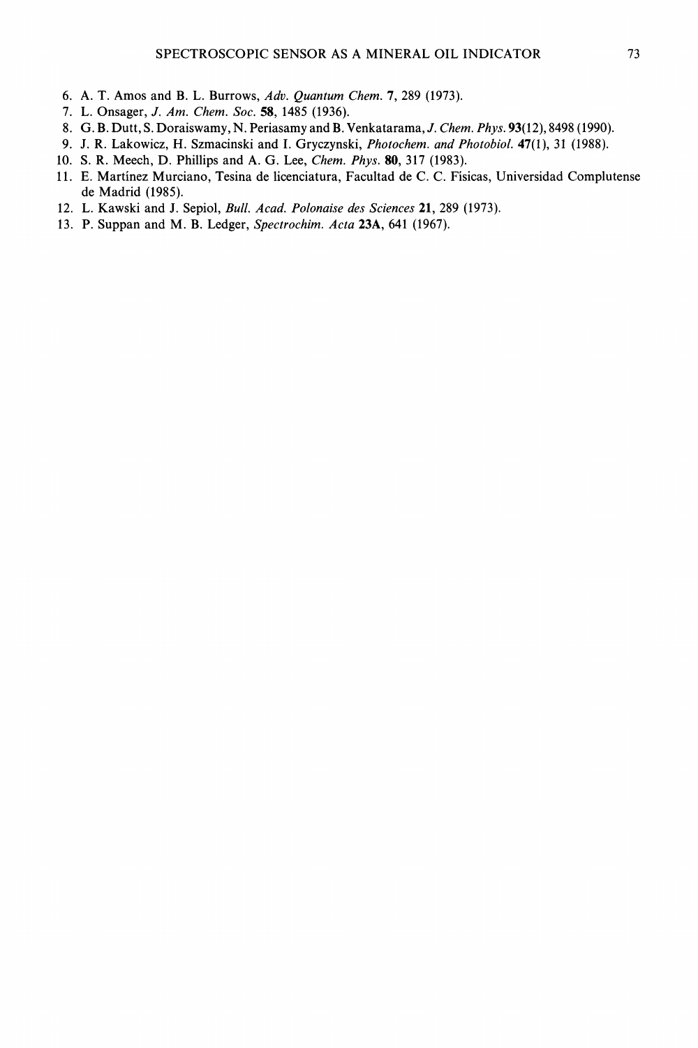6. A. T. Amos and B. L. Burrows, *Adv. Quantum Chem.* **7**, 289 (1973).
7. L. Onsager, *J. Am. Chem. Soc.* **58**, 1485 (1936).
8. G. B. Dutt, S. Doraiswamy, N. Periasamy and B. Venkatarama, *J. Chem. Phys.* **93**(12), 8498 (1990).
9. J. R. Lakowicz, H. Szmacinski and I. Gryczynski, *Photochem. and Photobiol.* **47**(1), 31 (1988).
10. S. R. Meech, D. Phillips and A. G. Lee, *Chem. Phys.* **80**, 317 (1983).
11. E. Martínez Murciano, Tesina de licenciatura, Facultad de C. C. Físicas, Universidad Complutense de Madrid (1985).
12. L. Kawski and J. Sepiol, *Bull. Acad. Polonaise des Sciences* **21**, 289 (1973).
13. P. Suppan and M. B. Ledger, *Spectrochim. Acta* **23A**, 641 (1967).